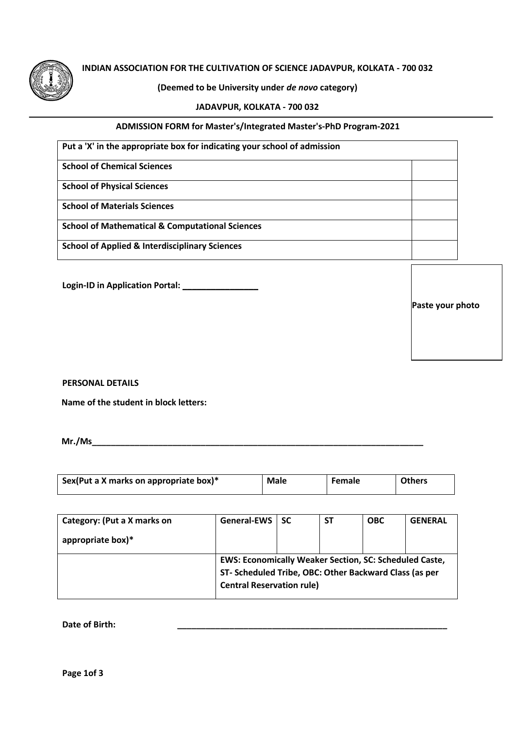**INDIAN ASSOCIATION FOR THE CULTIVATION OF SCIENCE JADAVPUR, KOLKATA - 700 032**

**(Deemed to be University under *de novo* category)**

**JADAVPUR, KOLKATA - 700 032**

## ADMISSION FORM for Master's/Integrated Master's-PhD Program-2021

| Put a 'X' in the appropriate box for indicating your school of admission | |
|---|---|
| **School of Chemical Sciences** | |
| **School of Physical Sciences** | |
| **School of Materials Sciences** | |
| **School of Mathematical & Computational Sciences** | |
| **School of Applied & Interdisciplinary Sciences** | |

**Login-ID in Application Portal: ________________**

**Paste your photo**

**PERSONAL DETAILS**

**Name of the student in block letters:**

**Mr./Ms__________________________________________________________________________**

| Sex(Put a X marks on appropriate box)* | Male | Female | Others |
|---|---|---|---|

| Category: (Put a X marks on appropriate box)* | General-EWS | SC | ST | OBC | GENERAL |
|---|---|---|---|---|---|
| | | | | | |
| | EWS: Economically Weaker Section, SC: Scheduled Caste, ST- Scheduled Tribe, OBC: Other Backward Class (as per Central Reservation rule) | | | | |

**Date of Birth:** ____________________________________________________________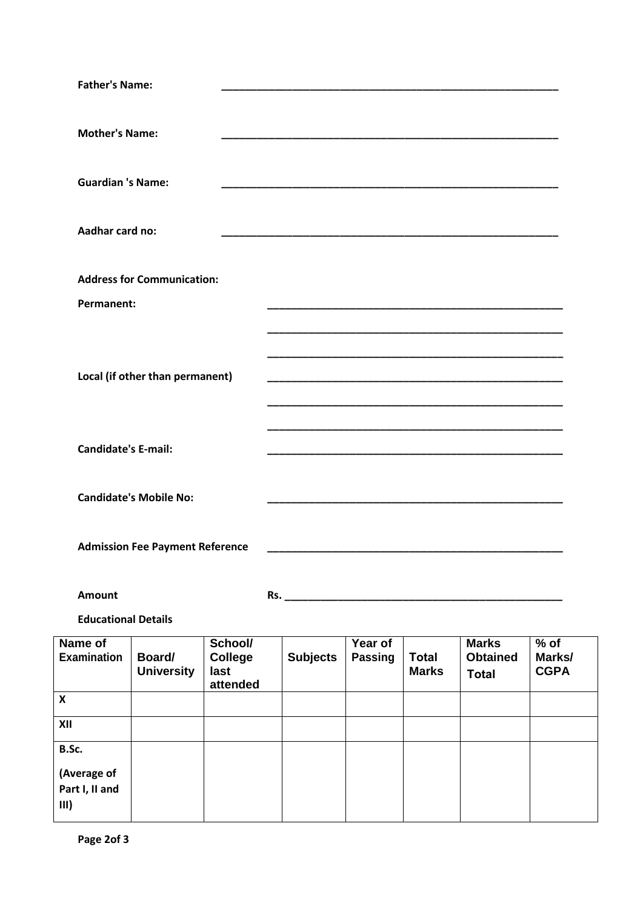**Father's Name:** ____________________________________________________________

**Mother's Name:** ____________________________________________________________

**Guardian 's Name:** ____________________________________________________________

**Aadhar card no:** ____________________________________________________________

**Address for Communication:**

**Permanent:** ____________________________________________________

____________________________________________________

____________________________________________________

**Local (if other than permanent)** ____________________________________________________

____________________________________________________

____________________________________________________

**Candidate's E-mail:** ____________________________________________________

**Candidate's Mobile No:** ____________________________________________________

**Admission Fee Payment Reference** ____________________________________________________

**Amount** **Rs.** ________________________________________________

**Educational Details**

| Name of Examination | Board/ University | School/ College last attended | Subjects | Year of Passing | Total Marks | Marks Obtained Total | % of Marks/ CGPA |
|---|---|---|---|---|---|---|---|
| X | | | | | | | |
| XII | | | | | | | |
| B.Sc. (Average of Part I, II and III) | | | | | | | |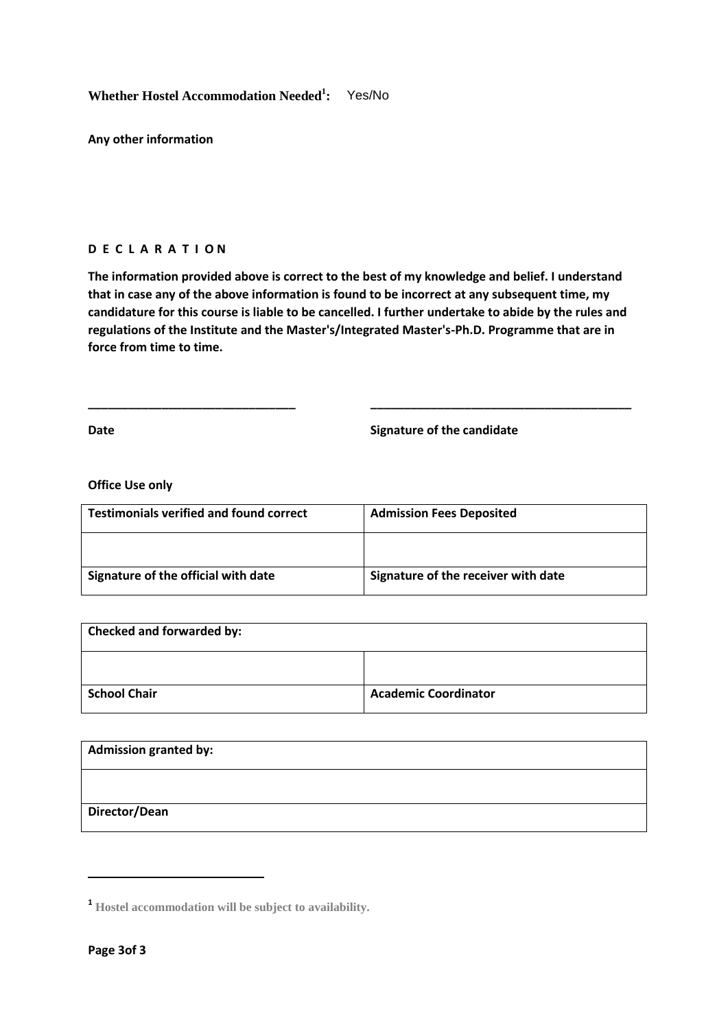**Whether Hostel Accommodation Needed[1]:** Yes/No

**Any other information**

**D E C L A R A T I O N**

**The information provided above is correct to the best of my knowledge and belief. I understand that in case any of the above information is found to be incorrect at any subsequent time, my candidature for this course is liable to be cancelled. I further undertake to abide by the rules and regulations of the Institute and the Master's/Integrated Master's-Ph.D. Programme that are in force from time to time.**

| | |
|---|---|
| ______________________________ | ______________________________________ |
| **Date** | **Signature of the candidate** |

**Office Use only**

| **Testimonials verified and found correct** | **Admission Fees Deposited** |
|---|---|
| | |
| **Signature of the official with date** | **Signature of the receiver with date** |

| **Checked and forwarded by:** | |
|---|---|
| | |
| **School Chair** | **Academic Coordinator** |

| **Admission granted by:** |
|---|
| |
| **Director/Dean** |

---

[1] **Hostel accommodation will be subject to availability.**